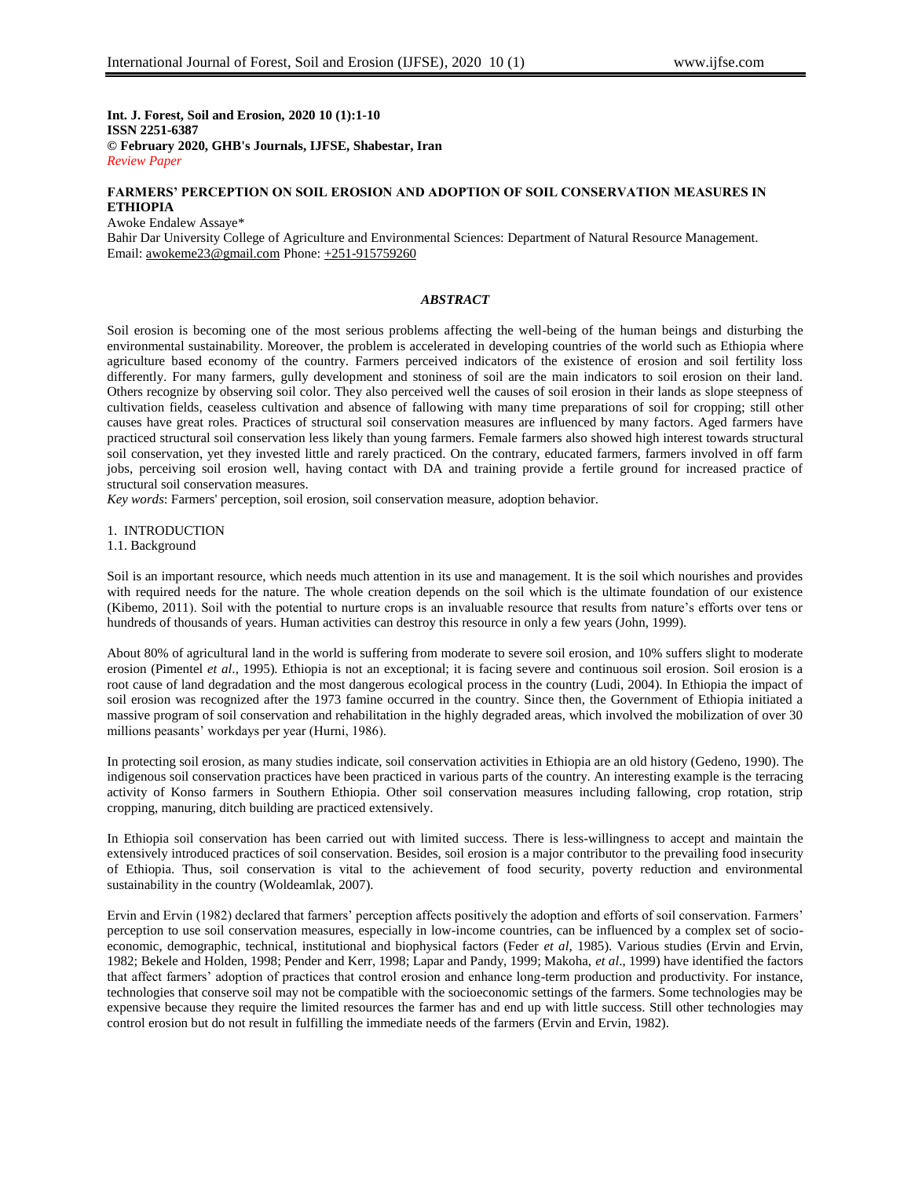**Int. J. Forest, Soil and Erosion, 2020 10 (1):1-10**
**ISSN 2251-6387**
**© February 2020, GHB's Journals, IJFSE, Shabestar, Iran**
*Review Paper*

# FARMERS' PERCEPTION ON SOIL EROSION AND ADOPTION OF SOIL CONSERVATION MEASURES IN ETHIOPIA

Awoke Endalew Assaye*

Bahir Dar University College of Agriculture and Environmental Sciences: Department of Natural Resource Management.
Email: awokeme23@gmail.com Phone: +251-915759260

## *ABSTRACT*

Soil erosion is becoming one of the most serious problems affecting the well-being of the human beings and disturbing the environmental sustainability. Moreover, the problem is accelerated in developing countries of the world such as Ethiopia where agriculture based economy of the country. Farmers perceived indicators of the existence of erosion and soil fertility loss differently. For many farmers, gully development and stoniness of soil are the main indicators to soil erosion on their land. Others recognize by observing soil color. They also perceived well the causes of soil erosion in their lands as slope steepness of cultivation fields, ceaseless cultivation and absence of fallowing with many time preparations of soil for cropping; still other causes have great roles. Practices of structural soil conservation measures are influenced by many factors. Aged farmers have practiced structural soil conservation less likely than young farmers. Female farmers also showed high interest towards structural soil conservation, yet they invested little and rarely practiced. On the contrary, educated farmers, farmers involved in off farm jobs, perceiving soil erosion well, having contact with DA and training provide a fertile ground for increased practice of structural soil conservation measures.

*Key words*: Farmers' perception, soil erosion, soil conservation measure, adoption behavior.

## 1. INTRODUCTION

### 1.1. Background

Soil is an important resource, which needs much attention in its use and management. It is the soil which nourishes and provides with required needs for the nature. The whole creation depends on the soil which is the ultimate foundation of our existence (Kibemo, 2011). Soil with the potential to nurture crops is an invaluable resource that results from nature's efforts over tens or hundreds of thousands of years. Human activities can destroy this resource in only a few years (John, 1999).

About 80% of agricultural land in the world is suffering from moderate to severe soil erosion, and 10% suffers slight to moderate erosion (Pimentel *et al*., 1995). Ethiopia is not an exceptional; it is facing severe and continuous soil erosion. Soil erosion is a root cause of land degradation and the most dangerous ecological process in the country (Ludi, 2004). In Ethiopia the impact of soil erosion was recognized after the 1973 famine occurred in the country. Since then, the Government of Ethiopia initiated a massive program of soil conservation and rehabilitation in the highly degraded areas, which involved the mobilization of over 30 millions peasants' workdays per year (Hurni, 1986).

In protecting soil erosion, as many studies indicate, soil conservation activities in Ethiopia are an old history (Gedeno, 1990). The indigenous soil conservation practices have been practiced in various parts of the country. An interesting example is the terracing activity of Konso farmers in Southern Ethiopia. Other soil conservation measures including fallowing, crop rotation, strip cropping, manuring, ditch building are practiced extensively.

In Ethiopia soil conservation has been carried out with limited success. There is less-willingness to accept and maintain the extensively introduced practices of soil conservation. Besides, soil erosion is a major contributor to the prevailing food insecurity of Ethiopia. Thus, soil conservation is vital to the achievement of food security, poverty reduction and environmental sustainability in the country (Woldeamlak, 2007).

Ervin and Ervin (1982) declared that farmers' perception affects positively the adoption and efforts of soil conservation. Farmers' perception to use soil conservation measures, especially in low-income countries, can be influenced by a complex set of socio-economic, demographic, technical, institutional and biophysical factors (Feder *et al*, 1985). Various studies (Ervin and Ervin, 1982; Bekele and Holden, 1998; Pender and Kerr, 1998; Lapar and Pandy, 1999; Makoha, *et al*., 1999) have identified the factors that affect farmers' adoption of practices that control erosion and enhance long-term production and productivity. For instance, technologies that conserve soil may not be compatible with the socioeconomic settings of the farmers. Some technologies may be expensive because they require the limited resources the farmer has and end up with little success. Still other technologies may control erosion but do not result in fulfilling the immediate needs of the farmers (Ervin and Ervin, 1982).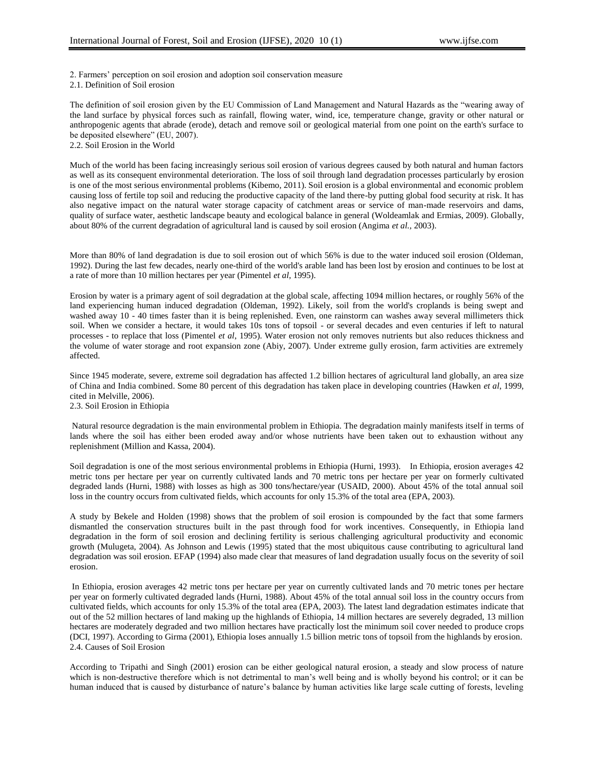## 2. Farmers' perception on soil erosion and adoption soil conservation measure

### 2.1. Definition of Soil erosion

The definition of soil erosion given by the EU Commission of Land Management and Natural Hazards as the "wearing away of the land surface by physical forces such as rainfall, flowing water, wind, ice, temperature change, gravity or other natural or anthropogenic agents that abrade (erode), detach and remove soil or geological material from one point on the earth's surface to be deposited elsewhere" (EU, 2007).

### 2.2. Soil Erosion in the World

Much of the world has been facing increasingly serious soil erosion of various degrees caused by both natural and human factors as well as its consequent environmental deterioration. The loss of soil through land degradation processes particularly by erosion is one of the most serious environmental problems (Kibemo, 2011). Soil erosion is a global environmental and economic problem causing loss of fertile top soil and reducing the productive capacity of the land there-by putting global food security at risk. It has also negative impact on the natural water storage capacity of catchment areas or service of man-made reservoirs and dams, quality of surface water, aesthetic landscape beauty and ecological balance in general (Woldeamlak and Ermias, 2009). Globally, about 80% of the current degradation of agricultural land is caused by soil erosion (Angima *et al.*, 2003).

More than 80% of land degradation is due to soil erosion out of which 56% is due to the water induced soil erosion (Oldeman, 1992). During the last few decades, nearly one-third of the world's arable land has been lost by erosion and continues to be lost at a rate of more than 10 million hectares per year (Pimentel *et al*, 1995).

Erosion by water is a primary agent of soil degradation at the global scale, affecting 1094 million hectares, or roughly 56% of the land experiencing human induced degradation (Oldeman, 1992). Likely, soil from the world's croplands is being swept and washed away 10 - 40 times faster than it is being replenished. Even, one rainstorm can washes away several millimeters thick soil. When we consider a hectare, it would takes 10s tons of topsoil - or several decades and even centuries if left to natural processes - to replace that loss (Pimentel *et al*, 1995). Water erosion not only removes nutrients but also reduces thickness and the volume of water storage and root expansion zone (Abiy, 2007). Under extreme gully erosion, farm activities are extremely affected.

Since 1945 moderate, severe, extreme soil degradation has affected 1.2 billion hectares of agricultural land globally, an area size of China and India combined. Some 80 percent of this degradation has taken place in developing countries (Hawken *et al*, 1999, cited in Melville, 2006).

### 2.3. Soil Erosion in Ethiopia

Natural resource degradation is the main environmental problem in Ethiopia. The degradation mainly manifests itself in terms of lands where the soil has either been eroded away and/or whose nutrients have been taken out to exhaustion without any replenishment (Million and Kassa, 2004).

Soil degradation is one of the most serious environmental problems in Ethiopia (Hurni, 1993). In Ethiopia, erosion averages 42 metric tons per hectare per year on currently cultivated lands and 70 metric tons per hectare per year on formerly cultivated degraded lands (Hurni, 1988) with losses as high as 300 tons/hectare/year (USAID, 2000). About 45% of the total annual soil loss in the country occurs from cultivated fields, which accounts for only 15.3% of the total area (EPA, 2003).

A study by Bekele and Holden (1998) shows that the problem of soil erosion is compounded by the fact that some farmers dismantled the conservation structures built in the past through food for work incentives. Consequently, in Ethiopia land degradation in the form of soil erosion and declining fertility is serious challenging agricultural productivity and economic growth (Mulugeta, 2004). As Johnson and Lewis (1995) stated that the most ubiquitous cause contributing to agricultural land degradation was soil erosion. EFAP (1994) also made clear that measures of land degradation usually focus on the severity of soil erosion.

In Ethiopia, erosion averages 42 metric tons per hectare per year on currently cultivated lands and 70 metric tones per hectare per year on formerly cultivated degraded lands (Hurni, 1988). About 45% of the total annual soil loss in the country occurs from cultivated fields, which accounts for only 15.3% of the total area (EPA, 2003). The latest land degradation estimates indicate that out of the 52 million hectares of land making up the highlands of Ethiopia, 14 million hectares are severely degraded, 13 million hectares are moderately degraded and two million hectares have practically lost the minimum soil cover needed to produce crops (DCI, 1997). According to Girma (2001), Ethiopia loses annually 1.5 billion metric tons of topsoil from the highlands by erosion.

### 2.4. Causes of Soil Erosion

According to Tripathi and Singh (2001) erosion can be either geological natural erosion, a steady and slow process of nature which is non-destructive therefore which is not detrimental to man's well being and is wholly beyond his control; or it can be human induced that is caused by disturbance of nature's balance by human activities like large scale cutting of forests, leveling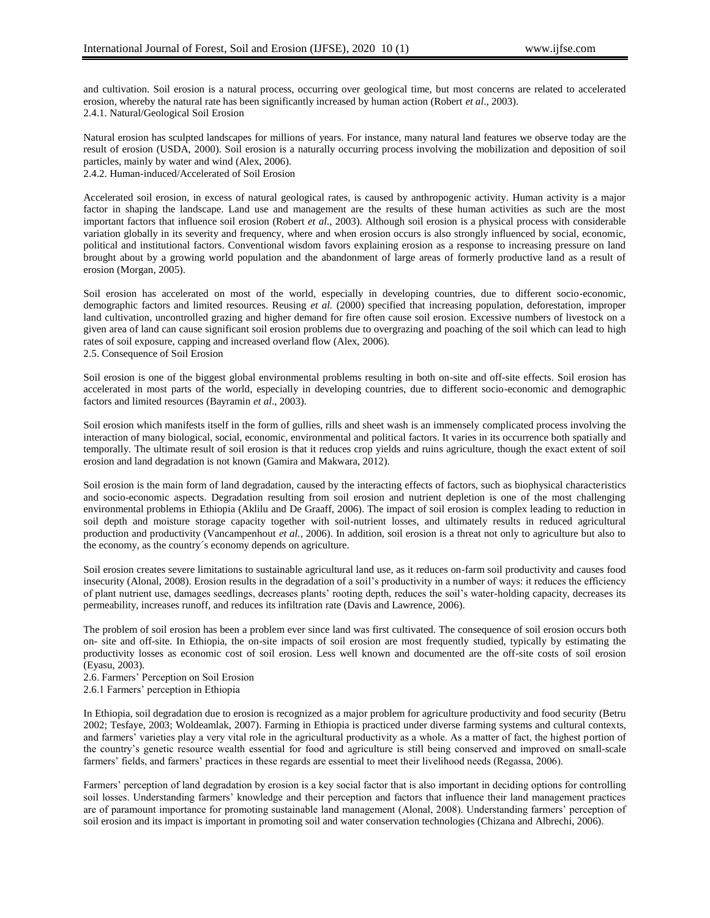and cultivation. Soil erosion is a natural process, occurring over geological time, but most concerns are related to accelerated erosion, whereby the natural rate has been significantly increased by human action (Robert *et al*., 2003).

### 2.4.1. Natural/Geological Soil Erosion

Natural erosion has sculpted landscapes for millions of years. For instance, many natural land features we observe today are the result of erosion (USDA, 2000). Soil erosion is a naturally occurring process involving the mobilization and deposition of soil particles, mainly by water and wind (Alex, 2006).

### 2.4.2. Human-induced/Accelerated of Soil Erosion

Accelerated soil erosion, in excess of natural geological rates, is caused by anthropogenic activity. Human activity is a major factor in shaping the landscape. Land use and management are the results of these human activities as such are the most important factors that influence soil erosion (Robert *et al.*, 2003). Although soil erosion is a physical process with considerable variation globally in its severity and frequency, where and when erosion occurs is also strongly influenced by social, economic, political and institutional factors. Conventional wisdom favors explaining erosion as a response to increasing pressure on land brought about by a growing world population and the abandonment of large areas of formerly productive land as a result of erosion (Morgan, 2005).

Soil erosion has accelerated on most of the world, especially in developing countries, due to different socio-economic, demographic factors and limited resources. Reusing *et al.* (2000) specified that increasing population, deforestation, improper land cultivation, uncontrolled grazing and higher demand for fire often cause soil erosion. Excessive numbers of livestock on a given area of land can cause significant soil erosion problems due to overgrazing and poaching of the soil which can lead to high rates of soil exposure, capping and increased overland flow (Alex, 2006).

## 2.5. Consequence of Soil Erosion

Soil erosion is one of the biggest global environmental problems resulting in both on-site and off-site effects. Soil erosion has accelerated in most parts of the world, especially in developing countries, due to different socio-economic and demographic factors and limited resources (Bayramin *et al*., 2003).

Soil erosion which manifests itself in the form of gullies, rills and sheet wash is an immensely complicated process involving the interaction of many biological, social, economic, environmental and political factors. It varies in its occurrence both spatially and temporally. The ultimate result of soil erosion is that it reduces crop yields and ruins agriculture, though the exact extent of soil erosion and land degradation is not known (Gamira and Makwara, 2012).

Soil erosion is the main form of land degradation, caused by the interacting effects of factors, such as biophysical characteristics and socio-economic aspects. Degradation resulting from soil erosion and nutrient depletion is one of the most challenging environmental problems in Ethiopia (Aklilu and De Graaff, 2006). The impact of soil erosion is complex leading to reduction in soil depth and moisture storage capacity together with soil-nutrient losses, and ultimately results in reduced agricultural production and productivity (Vancampenhout *et al.*, 2006). In addition, soil erosion is a threat not only to agriculture but also to the economy, as the country´s economy depends on agriculture.

Soil erosion creates severe limitations to sustainable agricultural land use, as it reduces on-farm soil productivity and causes food insecurity (Alonal, 2008). Erosion results in the degradation of a soil's productivity in a number of ways: it reduces the efficiency of plant nutrient use, damages seedlings, decreases plants' rooting depth, reduces the soil's water-holding capacity, decreases its permeability, increases runoff, and reduces its infiltration rate (Davis and Lawrence, 2006).

The problem of soil erosion has been a problem ever since land was first cultivated. The consequence of soil erosion occurs both on- site and off-site. In Ethiopia, the on-site impacts of soil erosion are most frequently studied, typically by estimating the productivity losses as economic cost of soil erosion. Less well known and documented are the off-site costs of soil erosion (Eyasu, 2003).

## 2.6. Farmers' Perception on Soil Erosion

### 2.6.1 Farmers' perception in Ethiopia

In Ethiopia, soil degradation due to erosion is recognized as a major problem for agriculture productivity and food security (Betru 2002; Tesfaye, 2003; Woldeamlak, 2007). Farming in Ethiopia is practiced under diverse farming systems and cultural contexts, and farmers' varieties play a very vital role in the agricultural productivity as a whole. As a matter of fact, the highest portion of the country's genetic resource wealth essential for food and agriculture is still being conserved and improved on small-scale farmers' fields, and farmers' practices in these regards are essential to meet their livelihood needs (Regassa, 2006).

Farmers' perception of land degradation by erosion is a key social factor that is also important in deciding options for controlling soil losses. Understanding farmers' knowledge and their perception and factors that influence their land management practices are of paramount importance for promoting sustainable land management (Alonal, 2008). Understanding farmers' perception of soil erosion and its impact is important in promoting soil and water conservation technologies (Chizana and Albrechi, 2006).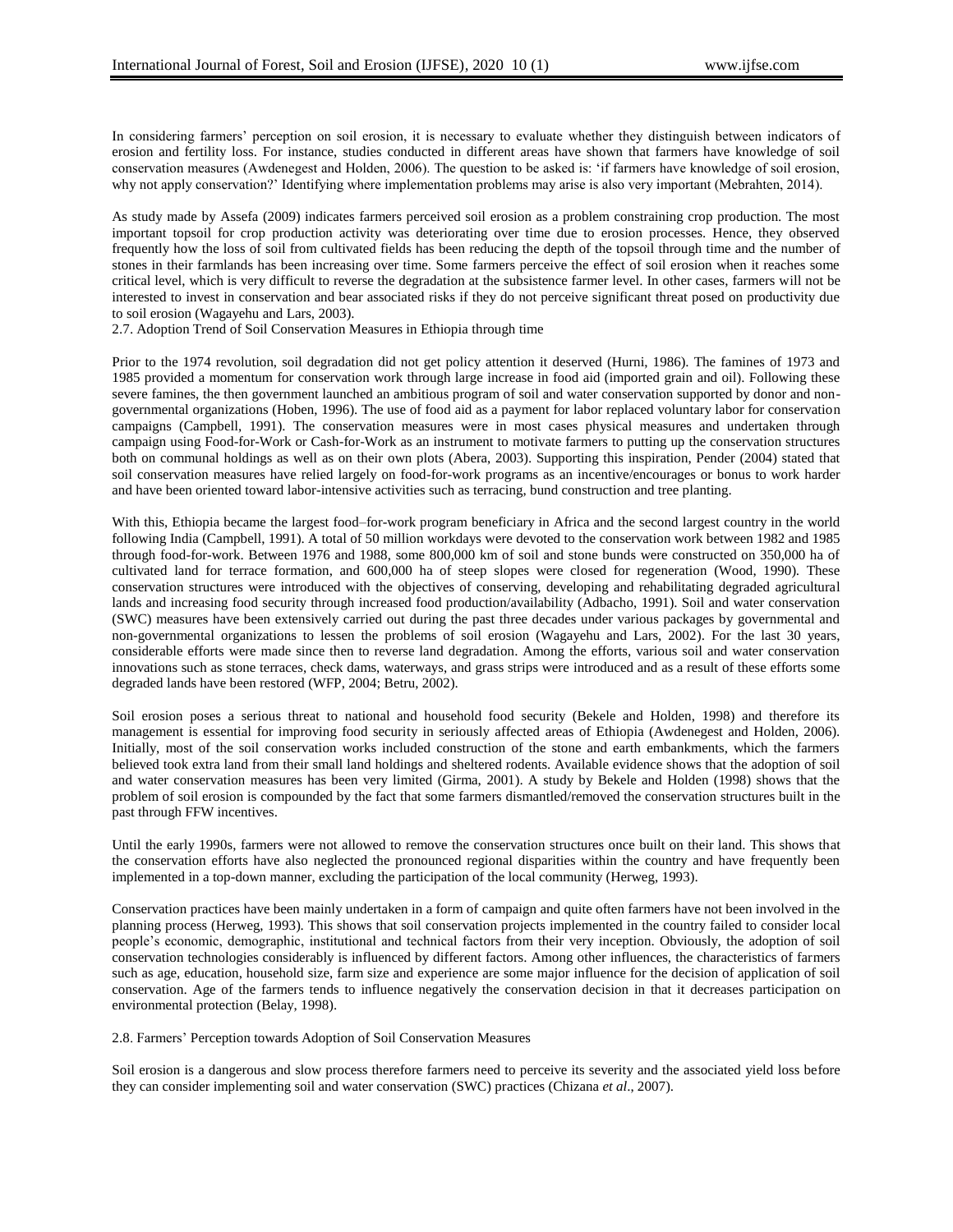In considering farmers' perception on soil erosion, it is necessary to evaluate whether they distinguish between indicators of erosion and fertility loss. For instance, studies conducted in different areas have shown that farmers have knowledge of soil conservation measures (Awdenegest and Holden, 2006). The question to be asked is: 'if farmers have knowledge of soil erosion, why not apply conservation?' Identifying where implementation problems may arise is also very important (Mebrahten, 2014).

As study made by Assefa (2009) indicates farmers perceived soil erosion as a problem constraining crop production. The most important topsoil for crop production activity was deteriorating over time due to erosion processes. Hence, they observed frequently how the loss of soil from cultivated fields has been reducing the depth of the topsoil through time and the number of stones in their farmlands has been increasing over time. Some farmers perceive the effect of soil erosion when it reaches some critical level, which is very difficult to reverse the degradation at the subsistence farmer level. In other cases, farmers will not be interested to invest in conservation and bear associated risks if they do not perceive significant threat posed on productivity due to soil erosion (Wagayehu and Lars, 2003).

## 2.7. Adoption Trend of Soil Conservation Measures in Ethiopia through time

Prior to the 1974 revolution, soil degradation did not get policy attention it deserved (Hurni, 1986). The famines of 1973 and 1985 provided a momentum for conservation work through large increase in food aid (imported grain and oil). Following these severe famines, the then government launched an ambitious program of soil and water conservation supported by donor and non-governmental organizations (Hoben, 1996). The use of food aid as a payment for labor replaced voluntary labor for conservation campaigns (Campbell, 1991). The conservation measures were in most cases physical measures and undertaken through campaign using Food-for-Work or Cash-for-Work as an instrument to motivate farmers to putting up the conservation structures both on communal holdings as well as on their own plots (Abera, 2003). Supporting this inspiration, Pender (2004) stated that soil conservation measures have relied largely on food-for-work programs as an incentive/encourages or bonus to work harder and have been oriented toward labor-intensive activities such as terracing, bund construction and tree planting.

With this, Ethiopia became the largest food–for-work program beneficiary in Africa and the second largest country in the world following India (Campbell, 1991). A total of 50 million workdays were devoted to the conservation work between 1982 and 1985 through food-for-work. Between 1976 and 1988, some 800,000 km of soil and stone bunds were constructed on 350,000 ha of cultivated land for terrace formation, and 600,000 ha of steep slopes were closed for regeneration (Wood, 1990). These conservation structures were introduced with the objectives of conserving, developing and rehabilitating degraded agricultural lands and increasing food security through increased food production/availability (Adbacho, 1991). Soil and water conservation (SWC) measures have been extensively carried out during the past three decades under various packages by governmental and non-governmental organizations to lessen the problems of soil erosion (Wagayehu and Lars, 2002). For the last 30 years, considerable efforts were made since then to reverse land degradation. Among the efforts, various soil and water conservation innovations such as stone terraces, check dams, waterways, and grass strips were introduced and as a result of these efforts some degraded lands have been restored (WFP, 2004; Betru, 2002).

Soil erosion poses a serious threat to national and household food security (Bekele and Holden, 1998) and therefore its management is essential for improving food security in seriously affected areas of Ethiopia (Awdenegest and Holden, 2006). Initially, most of the soil conservation works included construction of the stone and earth embankments, which the farmers believed took extra land from their small land holdings and sheltered rodents. Available evidence shows that the adoption of soil and water conservation measures has been very limited (Girma, 2001). A study by Bekele and Holden (1998) shows that the problem of soil erosion is compounded by the fact that some farmers dismantled/removed the conservation structures built in the past through FFW incentives.

Until the early 1990s, farmers were not allowed to remove the conservation structures once built on their land. This shows that the conservation efforts have also neglected the pronounced regional disparities within the country and have frequently been implemented in a top-down manner, excluding the participation of the local community (Herweg, 1993).

Conservation practices have been mainly undertaken in a form of campaign and quite often farmers have not been involved in the planning process (Herweg, 1993). This shows that soil conservation projects implemented in the country failed to consider local people's economic, demographic, institutional and technical factors from their very inception. Obviously, the adoption of soil conservation technologies considerably is influenced by different factors. Among other influences, the characteristics of farmers such as age, education, household size, farm size and experience are some major influence for the decision of application of soil conservation. Age of the farmers tends to influence negatively the conservation decision in that it decreases participation on environmental protection (Belay, 1998).

## 2.8. Farmers' Perception towards Adoption of Soil Conservation Measures

Soil erosion is a dangerous and slow process therefore farmers need to perceive its severity and the associated yield loss before they can consider implementing soil and water conservation (SWC) practices (Chizana *et al*., 2007).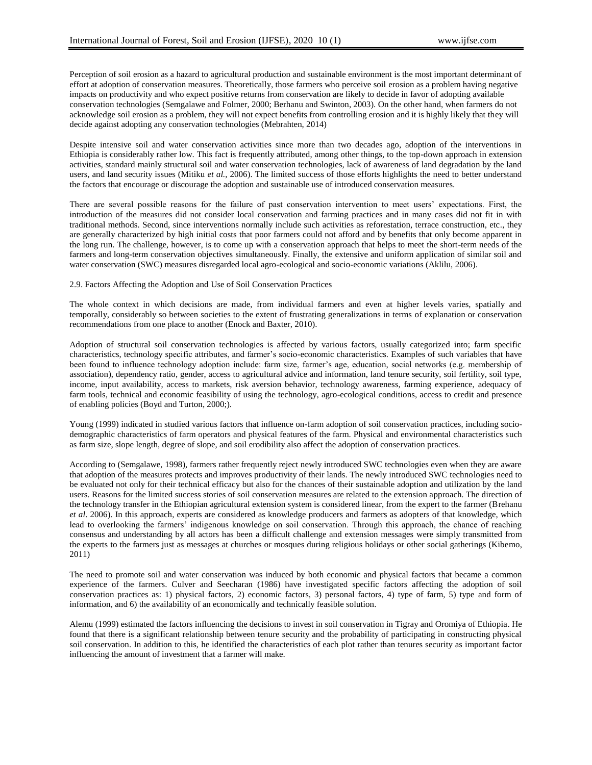Perception of soil erosion as a hazard to agricultural production and sustainable environment is the most important determinant of effort at adoption of conservation measures. Theoretically, those farmers who perceive soil erosion as a problem having negative impacts on productivity and who expect positive returns from conservation are likely to decide in favor of adopting available conservation technologies (Semgalawe and Folmer, 2000; Berhanu and Swinton, 2003). On the other hand, when farmers do not acknowledge soil erosion as a problem, they will not expect benefits from controlling erosion and it is highly likely that they will decide against adopting any conservation technologies (Mebrahten, 2014)

Despite intensive soil and water conservation activities since more than two decades ago, adoption of the interventions in Ethiopia is considerably rather low. This fact is frequently attributed, among other things, to the top-down approach in extension activities, standard mainly structural soil and water conservation technologies, lack of awareness of land degradation by the land users, and land security issues (Mitiku *et al.*, 2006). The limited success of those efforts highlights the need to better understand the factors that encourage or discourage the adoption and sustainable use of introduced conservation measures.

There are several possible reasons for the failure of past conservation intervention to meet users' expectations. First, the introduction of the measures did not consider local conservation and farming practices and in many cases did not fit in with traditional methods. Second, since interventions normally include such activities as reforestation, terrace construction, etc., they are generally characterized by high initial costs that poor farmers could not afford and by benefits that only become apparent in the long run. The challenge, however, is to come up with a conservation approach that helps to meet the short-term needs of the farmers and long-term conservation objectives simultaneously. Finally, the extensive and uniform application of similar soil and water conservation (SWC) measures disregarded local agro-ecological and socio-economic variations (Aklilu, 2006).

### 2.9. Factors Affecting the Adoption and Use of Soil Conservation Practices

The whole context in which decisions are made, from individual farmers and even at higher levels varies, spatially and temporally, considerably so between societies to the extent of frustrating generalizations in terms of explanation or conservation recommendations from one place to another (Enock and Baxter, 2010).

Adoption of structural soil conservation technologies is affected by various factors, usually categorized into; farm specific characteristics, technology specific attributes, and farmer's socio-economic characteristics. Examples of such variables that have been found to influence technology adoption include: farm size, farmer's age, education, social networks (e.g. membership of association), dependency ratio, gender, access to agricultural advice and information, land tenure security, soil fertility, soil type, income, input availability, access to markets, risk aversion behavior, technology awareness, farming experience, adequacy of farm tools, technical and economic feasibility of using the technology, agro-ecological conditions, access to credit and presence of enabling policies (Boyd and Turton, 2000;).

Young (1999) indicated in studied various factors that influence on-farm adoption of soil conservation practices, including socio-demographic characteristics of farm operators and physical features of the farm. Physical and environmental characteristics such as farm size, slope length, degree of slope, and soil erodibility also affect the adoption of conservation practices.

According to (Semgalawe, 1998), farmers rather frequently reject newly introduced SWC technologies even when they are aware that adoption of the measures protects and improves productivity of their lands. The newly introduced SWC technologies need to be evaluated not only for their technical efficacy but also for the chances of their sustainable adoption and utilization by the land users. Reasons for the limited success stories of soil conservation measures are related to the extension approach. The direction of the technology transfer in the Ethiopian agricultural extension system is considered linear, from the expert to the farmer (Brehanu *et al*. 2006). In this approach, experts are considered as knowledge producers and farmers as adopters of that knowledge, which lead to overlooking the farmers' indigenous knowledge on soil conservation. Through this approach, the chance of reaching consensus and understanding by all actors has been a difficult challenge and extension messages were simply transmitted from the experts to the farmers just as messages at churches or mosques during religious holidays or other social gatherings (Kibemo, 2011)

The need to promote soil and water conservation was induced by both economic and physical factors that became a common experience of the farmers. Culver and Seecharan (1986) have investigated specific factors affecting the adoption of soil conservation practices as: 1) physical factors, 2) economic factors, 3) personal factors, 4) type of farm, 5) type and form of information, and 6) the availability of an economically and technically feasible solution.

Alemu (1999) estimated the factors influencing the decisions to invest in soil conservation in Tigray and Oromiya of Ethiopia. He found that there is a significant relationship between tenure security and the probability of participating in constructing physical soil conservation. In addition to this, he identified the characteristics of each plot rather than tenures security as important factor influencing the amount of investment that a farmer will make.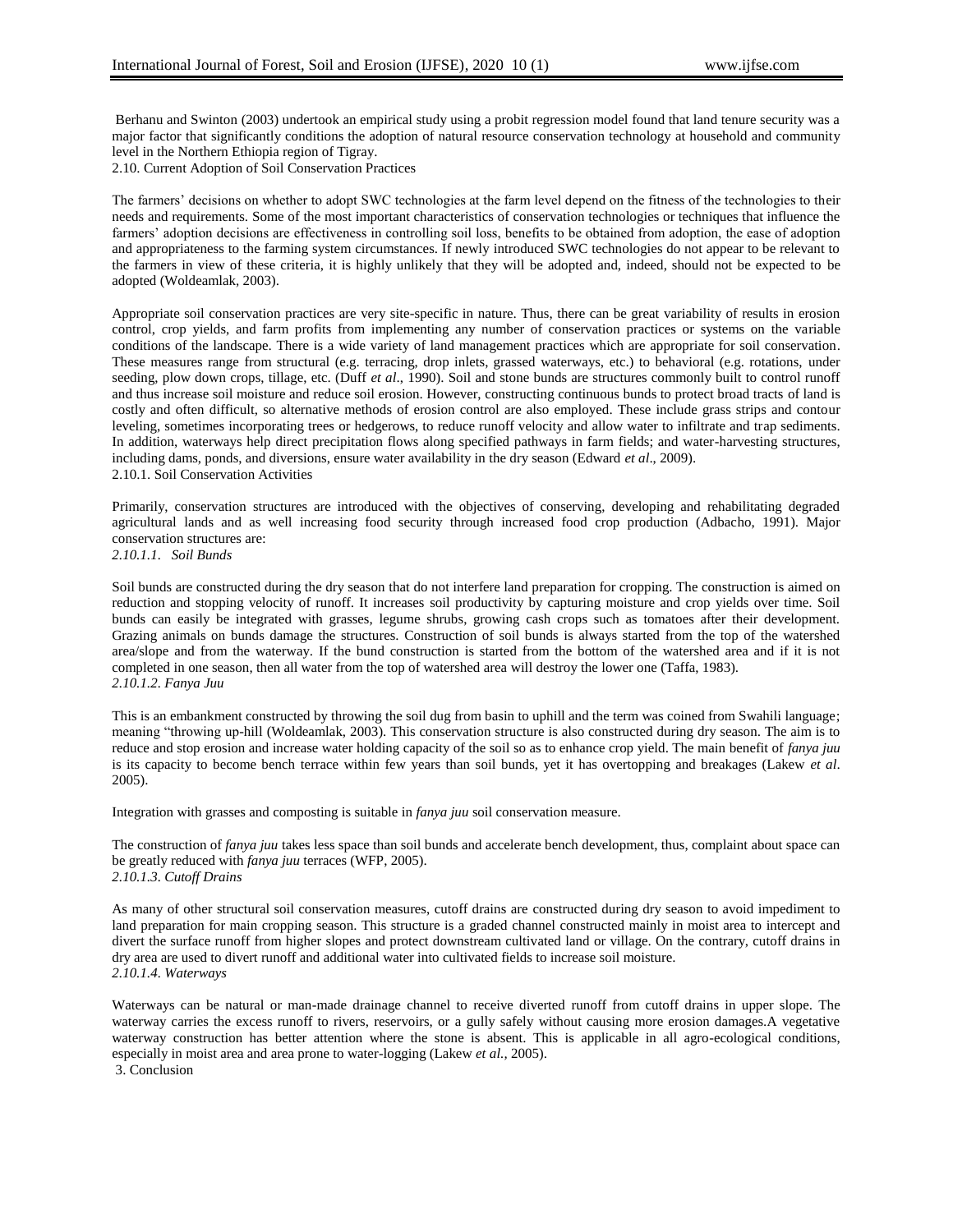Berhanu and Swinton (2003) undertook an empirical study using a probit regression model found that land tenure security was a major factor that significantly conditions the adoption of natural resource conservation technology at household and community level in the Northern Ethiopia region of Tigray.

## 2.10. Current Adoption of Soil Conservation Practices

The farmers' decisions on whether to adopt SWC technologies at the farm level depend on the fitness of the technologies to their needs and requirements. Some of the most important characteristics of conservation technologies or techniques that influence the farmers' adoption decisions are effectiveness in controlling soil loss, benefits to be obtained from adoption, the ease of adoption and appropriateness to the farming system circumstances. If newly introduced SWC technologies do not appear to be relevant to the farmers in view of these criteria, it is highly unlikely that they will be adopted and, indeed, should not be expected to be adopted (Woldeamlak, 2003).

Appropriate soil conservation practices are very site-specific in nature. Thus, there can be great variability of results in erosion control, crop yields, and farm profits from implementing any number of conservation practices or systems on the variable conditions of the landscape. There is a wide variety of land management practices which are appropriate for soil conservation. These measures range from structural (e.g. terracing, drop inlets, grassed waterways, etc.) to behavioral (e.g. rotations, under seeding, plow down crops, tillage, etc. (Duff *et al*., 1990). Soil and stone bunds are structures commonly built to control runoff and thus increase soil moisture and reduce soil erosion. However, constructing continuous bunds to protect broad tracts of land is costly and often difficult, so alternative methods of erosion control are also employed. These include grass strips and contour leveling, sometimes incorporating trees or hedgerows, to reduce runoff velocity and allow water to infiltrate and trap sediments. In addition, waterways help direct precipitation flows along specified pathways in farm fields; and water-harvesting structures, including dams, ponds, and diversions, ensure water availability in the dry season (Edward *et al*., 2009).

### 2.10.1. Soil Conservation Activities

Primarily, conservation structures are introduced with the objectives of conserving, developing and rehabilitating degraded agricultural lands and as well increasing food security through increased food crop production (Adbacho, 1991). Major conservation structures are:

#### *2.10.1.1. Soil Bunds*

Soil bunds are constructed during the dry season that do not interfere land preparation for cropping. The construction is aimed on reduction and stopping velocity of runoff. It increases soil productivity by capturing moisture and crop yields over time. Soil bunds can easily be integrated with grasses, legume shrubs, growing cash crops such as tomatoes after their development. Grazing animals on bunds damage the structures. Construction of soil bunds is always started from the top of the watershed area/slope and from the waterway. If the bund construction is started from the bottom of the watershed area and if it is not completed in one season, then all water from the top of watershed area will destroy the lower one (Taffa, 1983).

#### *2.10.1.2. Fanya Juu*

This is an embankment constructed by throwing the soil dug from basin to uphill and the term was coined from Swahili language; meaning "throwing up-hill (Woldeamlak, 2003). This conservation structure is also constructed during dry season. The aim is to reduce and stop erosion and increase water holding capacity of the soil so as to enhance crop yield. The main benefit of *fanya juu* is its capacity to become bench terrace within few years than soil bunds, yet it has overtopping and breakages (Lakew *et al*. 2005).

Integration with grasses and composting is suitable in *fanya juu* soil conservation measure.

The construction of *fanya juu* takes less space than soil bunds and accelerate bench development, thus, complaint about space can be greatly reduced with *fanya juu* terraces (WFP, 2005).

#### *2.10.1.3. Cutoff Drains*

As many of other structural soil conservation measures, cutoff drains are constructed during dry season to avoid impediment to land preparation for main cropping season. This structure is a graded channel constructed mainly in moist area to intercept and divert the surface runoff from higher slopes and protect downstream cultivated land or village. On the contrary, cutoff drains in dry area are used to divert runoff and additional water into cultivated fields to increase soil moisture.

#### *2.10.1.4. Waterways*

Waterways can be natural or man-made drainage channel to receive diverted runoff from cutoff drains in upper slope. The waterway carries the excess runoff to rivers, reservoirs, or a gully safely without causing more erosion damages.A vegetative waterway construction has better attention where the stone is absent. This is applicable in all agro-ecological conditions, especially in moist area and area prone to water-logging (Lakew *et al.*, 2005).

## 3. Conclusion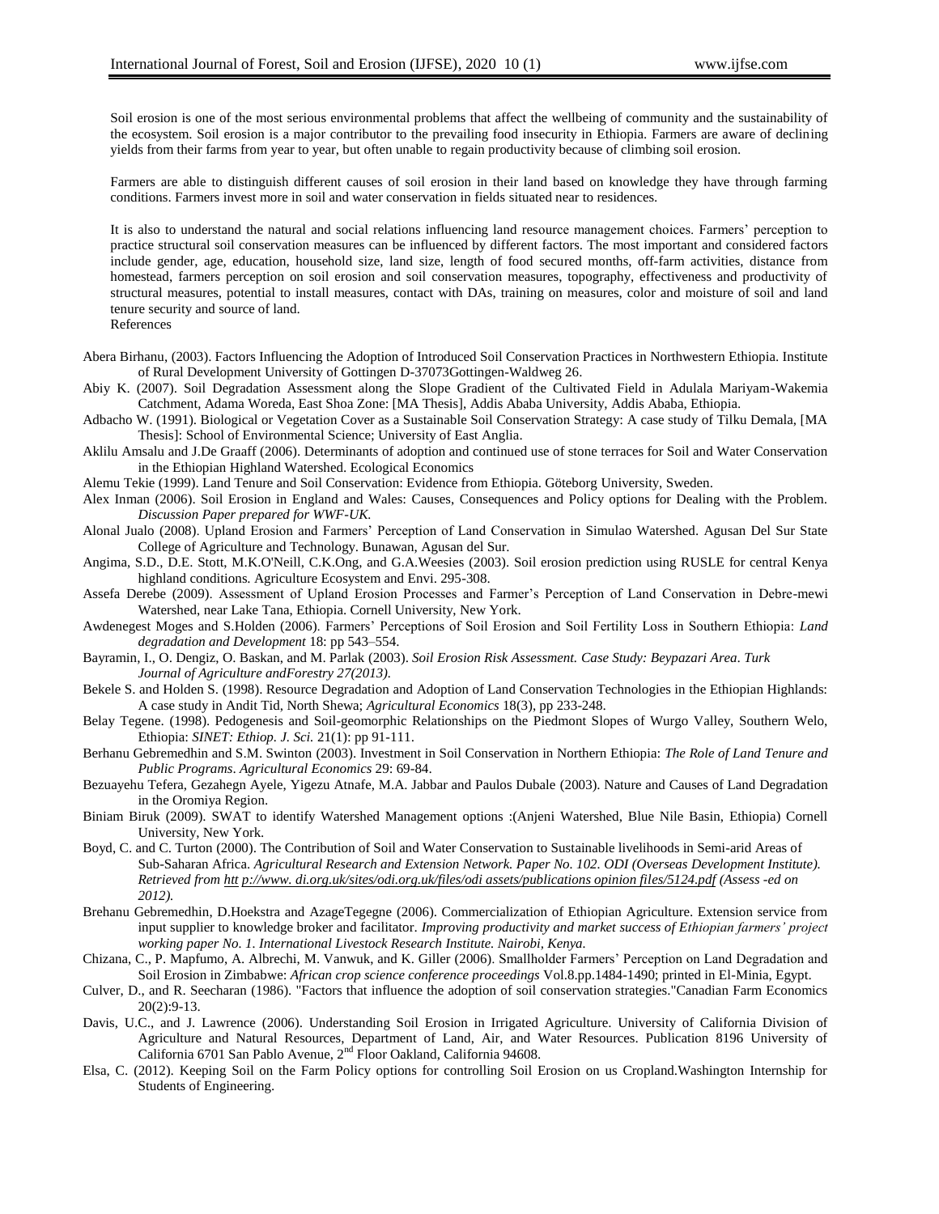Soil erosion is one of the most serious environmental problems that affect the wellbeing of community and the sustainability of the ecosystem. Soil erosion is a major contributor to the prevailing food insecurity in Ethiopia. Farmers are aware of declining yields from their farms from year to year, but often unable to regain productivity because of climbing soil erosion.

Farmers are able to distinguish different causes of soil erosion in their land based on knowledge they have through farming conditions. Farmers invest more in soil and water conservation in fields situated near to residences.

It is also to understand the natural and social relations influencing land resource management choices. Farmers' perception to practice structural soil conservation measures can be influenced by different factors. The most important and considered factors include gender, age, education, household size, land size, length of food secured months, off-farm activities, distance from homestead, farmers perception on soil erosion and soil conservation measures, topography, effectiveness and productivity of structural measures, potential to install measures, contact with DAs, training on measures, color and moisture of soil and land tenure security and source of land.

References

Abera Birhanu, (2003). Factors Influencing the Adoption of Introduced Soil Conservation Practices in Northwestern Ethiopia. Institute of Rural Development University of Gottingen D-37073Gottingen-Waldweg 26.

Abiy K. (2007). Soil Degradation Assessment along the Slope Gradient of the Cultivated Field in Adulala Mariyam-Wakemia Catchment, Adama Woreda, East Shoa Zone: [MA Thesis], Addis Ababa University, Addis Ababa, Ethiopia.

Adbacho W. (1991). Biological or Vegetation Cover as a Sustainable Soil Conservation Strategy: A case study of Tilku Demala, [MA Thesis]: School of Environmental Science; University of East Anglia.

Aklilu Amsalu and J.De Graaff (2006). Determinants of adoption and continued use of stone terraces for Soil and Water Conservation in the Ethiopian Highland Watershed. Ecological Economics

Alemu Tekie (1999). Land Tenure and Soil Conservation: Evidence from Ethiopia. Göteborg University, Sweden.

Alex Inman (2006). Soil Erosion in England and Wales: Causes, Consequences and Policy options for Dealing with the Problem. *Discussion Paper prepared for WWF-UK.*

Alonal Jualo (2008). Upland Erosion and Farmers' Perception of Land Conservation in Simulao Watershed. Agusan Del Sur State College of Agriculture and Technology. Bunawan, Agusan del Sur.

Angima, S.D., D.E. Stott, M.K.O'Neill, C.K.Ong, and G.A.Weesies (2003). Soil erosion prediction using RUSLE for central Kenya highland conditions*.* Agriculture Ecosystem and Envi. 295-308.

Assefa Derebe (2009). Assessment of Upland Erosion Processes and Farmer's Perception of Land Conservation in Debre-mewi Watershed, near Lake Tana, Ethiopia. Cornell University, New York.

Awdenegest Moges and S.Holden (2006). Farmers' Perceptions of Soil Erosion and Soil Fertility Loss in Southern Ethiopia: *Land degradation and Development* 18: pp 543–554.

Bayramin, I., O. Dengiz, O. Baskan, and M. Parlak (2003). *Soil Erosion Risk Assessment. Case Study: Beypazari Area. Turk Journal of Agriculture andForestry 27(2013).*

Bekele S. and Holden S. (1998). Resource Degradation and Adoption of Land Conservation Technologies in the Ethiopian Highlands: A case study in Andit Tid, North Shewa; *Agricultural Economics* 18(3), pp 233-248.

Belay Tegene. (1998). Pedogenesis and Soil-geomorphic Relationships on the Piedmont Slopes of Wurgo Valley, Southern Welo, Ethiopia: *SINET: Ethiop. J. Sci.* 21(1): pp 91-111.

Berhanu Gebremedhin and S.M. Swinton (2003). Investment in Soil Conservation in Northern Ethiopia: *The Role of Land Tenure and Public Programs*. *Agricultural Economics* 29: 69-84.

Bezuayehu Tefera, Gezahegn Ayele, Yigezu Atnafe, M.A. Jabbar and Paulos Dubale (2003). Nature and Causes of Land Degradation in the Oromiya Region.

Biniam Biruk (2009). SWAT to identify Watershed Management options :(Anjeni Watershed, Blue Nile Basin, Ethiopia) Cornell University, New York.

Boyd, C. and C. Turton (2000). The Contribution of Soil and Water Conservation to Sustainable livelihoods in Semi-arid Areas of Sub-Saharan Africa. *Agricultural Research and Extension Network. Paper No. 102. ODI (Overseas Development Institute). Retrieved from htt p://www. di.org.uk/sites/odi.org.uk/files/odi assets/publications opinion files/5124.pdf (Assess -ed on 2012).*

Brehanu Gebremedhin, D.Hoekstra and AzageTegegne (2006). Commercialization of Ethiopian Agriculture. Extension service from input supplier to knowledge broker and facilitator. *Improving productivity and market success of Ethiopian farmers' project working paper No. 1. International Livestock Research Institute. Nairobi, Kenya.*

Chizana, C., P. Mapfumo, A. Albrechi, M. Vanwuk, and K. Giller (2006). Smallholder Farmers' Perception on Land Degradation and Soil Erosion in Zimbabwe: *African crop science conference proceedings* Vol.8.pp.1484-1490; printed in El-Minia, Egypt.

Culver, D., and R. Seecharan (1986). "Factors that influence the adoption of soil conservation strategies."Canadian Farm Economics 20(2):9-13.

Davis, U.C., and J. Lawrence (2006). Understanding Soil Erosion in Irrigated Agriculture. University of California Division of Agriculture and Natural Resources, Department of Land, Air, and Water Resources. Publication 8196 University of California 6701 San Pablo Avenue, 2nd Floor Oakland, California 94608.

Elsa, C. (2012). Keeping Soil on the Farm Policy options for controlling Soil Erosion on us Cropland.Washington Internship for Students of Engineering.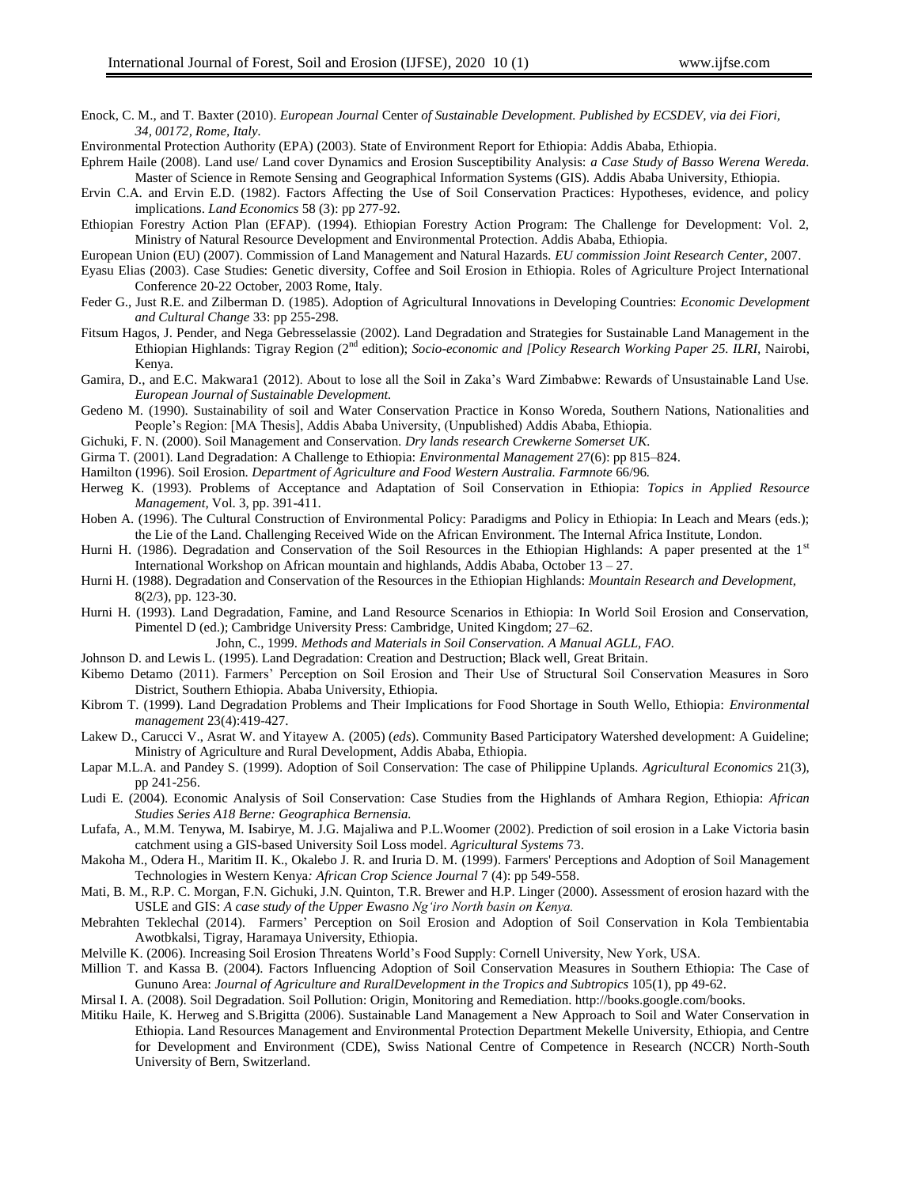Enock, C. M., and T. Baxter (2010). *European Journal* Center *of Sustainable Development. Published by ECSDEV, via dei Fiori, 34, 00172, Rome, Italy.*

Environmental Protection Authority (EPA) (2003). State of Environment Report for Ethiopia: Addis Ababa, Ethiopia.

Ephrem Haile (2008). Land use/ Land cover Dynamics and Erosion Susceptibility Analysis: *a Case Study of Basso Werena Wereda.* Master of Science in Remote Sensing and Geographical Information Systems (GIS). Addis Ababa University, Ethiopia.

Ervin C.A. and Ervin E.D. (1982). Factors Affecting the Use of Soil Conservation Practices: Hypotheses, evidence, and policy implications. *Land Economics* 58 (3): pp 277-92.

Ethiopian Forestry Action Plan (EFAP). (1994). Ethiopian Forestry Action Program: The Challenge for Development: Vol. 2, Ministry of Natural Resource Development and Environmental Protection. Addis Ababa, Ethiopia.

European Union (EU) (2007). Commission of Land Management and Natural Hazards. *EU commission Joint Research Center*, 2007.

Eyasu Elias (2003). Case Studies: Genetic diversity, Coffee and Soil Erosion in Ethiopia. Roles of Agriculture Project International Conference 20-22 October, 2003 Rome, Italy.

Feder G., Just R.E. and Zilberman D. (1985). Adoption of Agricultural Innovations in Developing Countries: *Economic Development and Cultural Change* 33: pp 255-298.

Fitsum Hagos, J. Pender, and Nega Gebresselassie (2002). Land Degradation and Strategies for Sustainable Land Management in the Ethiopian Highlands: Tigray Region (2nd edition); *Socio-economic and [Policy Research Working Paper 25. ILRI*, Nairobi, Kenya.

Gamira, D., and E.C. Makwara1 (2012). About to lose all the Soil in Zaka's Ward Zimbabwe: Rewards of Unsustainable Land Use. *European Journal of Sustainable Development.*

Gedeno M. (1990). Sustainability of soil and Water Conservation Practice in Konso Woreda, Southern Nations, Nationalities and People's Region: [MA Thesis], Addis Ababa University, (Unpublished) Addis Ababa, Ethiopia.

Gichuki, F. N. (2000). Soil Management and Conservation. *Dry lands research Crewkerne Somerset UK.*

Girma T. (2001). Land Degradation: A Challenge to Ethiopia: *Environmental Management* 27(6): pp 815–824.

Hamilton (1996). Soil Erosion. *Department of Agriculture and Food Western Australia. Farmnote* 66/96.

Herweg K. (1993). Problems of Acceptance and Adaptation of Soil Conservation in Ethiopia: *Topics in Applied Resource Management,* Vol. 3, pp. 391-411.

Hoben A. (1996). The Cultural Construction of Environmental Policy: Paradigms and Policy in Ethiopia: In Leach and Mears (eds.); the Lie of the Land. Challenging Received Wide on the African Environment. The Internal Africa Institute, London.

Hurni H. (1986). Degradation and Conservation of the Soil Resources in the Ethiopian Highlands: A paper presented at the 1st International Workshop on African mountain and highlands, Addis Ababa, October 13 – 27.

Hurni H. (1988). Degradation and Conservation of the Resources in the Ethiopian Highlands: *Mountain Research and Development,* 8(2/3), pp. 123-30.

Hurni H. (1993). Land Degradation, Famine, and Land Resource Scenarios in Ethiopia: In World Soil Erosion and Conservation, Pimentel D (ed.); Cambridge University Press: Cambridge, United Kingdom; 27–62.

John, C., 1999. *Methods and Materials in Soil Conservation. A Manual AGLL, FAO.*

Johnson D. and Lewis L. (1995). Land Degradation: Creation and Destruction; Black well, Great Britain.

Kibemo Detamo (2011). Farmers' Perception on Soil Erosion and Their Use of Structural Soil Conservation Measures in Soro District, Southern Ethiopia. Ababa University, Ethiopia.

Kibrom T. (1999). Land Degradation Problems and Their Implications for Food Shortage in South Wello, Ethiopia: *Environmental management* 23(4):419-427.

Lakew D., Carucci V., Asrat W. and Yitayew A. (2005) (*eds*). Community Based Participatory Watershed development: A Guideline; Ministry of Agriculture and Rural Development, Addis Ababa, Ethiopia.

Lapar M.L.A. and Pandey S. (1999). Adoption of Soil Conservation: The case of Philippine Uplands. *Agricultural Economics* 21(3), pp 241-256.

Ludi E. (2004). Economic Analysis of Soil Conservation: Case Studies from the Highlands of Amhara Region, Ethiopia: *African Studies Series A18 Berne: Geographica Bernensia.*

Lufafa, A., M.M. Tenywa, M. Isabirye, M. J.G. Majaliwa and P.L.Woomer (2002). Prediction of soil erosion in a Lake Victoria basin catchment using a GIS-based University Soil Loss model. *Agricultural Systems* 73.

Makoha M., Odera H., Maritim II. K., Okalebo J. R. and Iruria D. M. (1999). Farmers' Perceptions and Adoption of Soil Management Technologies in Western Kenya*: African Crop Science Journal* 7 (4): pp 549-558.

Mati, B. M., R.P. C. Morgan, F.N. Gichuki, J.N. Quinton, T.R. Brewer and H.P. Linger (2000). Assessment of erosion hazard with the USLE and GIS: *A case study of the Upper Ewasno Ng'iro North basin on Kenya.*

Mebrahten Teklechal (2014). Farmers' Perception on Soil Erosion and Adoption of Soil Conservation in Kola Tembientabia Awotbkalsi, Tigray, Haramaya University, Ethiopia.

Melville K. (2006). Increasing Soil Erosion Threatens World's Food Supply: Cornell University, New York, USA.

Million T. and Kassa B. (2004). Factors Influencing Adoption of Soil Conservation Measures in Southern Ethiopia: The Case of Gununo Area: *Journal of Agriculture and RuralDevelopment in the Tropics and Subtropics* 105(1), pp 49-62.

Mirsal I. A. (2008). Soil Degradation. Soil Pollution: Origin, Monitoring and Remediation. http://books.google.com/books.

Mitiku Haile, K. Herweg and S.Brigitta (2006). Sustainable Land Management a New Approach to Soil and Water Conservation in Ethiopia. Land Resources Management and Environmental Protection Department Mekelle University, Ethiopia, and Centre for Development and Environment (CDE), Swiss National Centre of Competence in Research (NCCR) North-South University of Bern, Switzerland.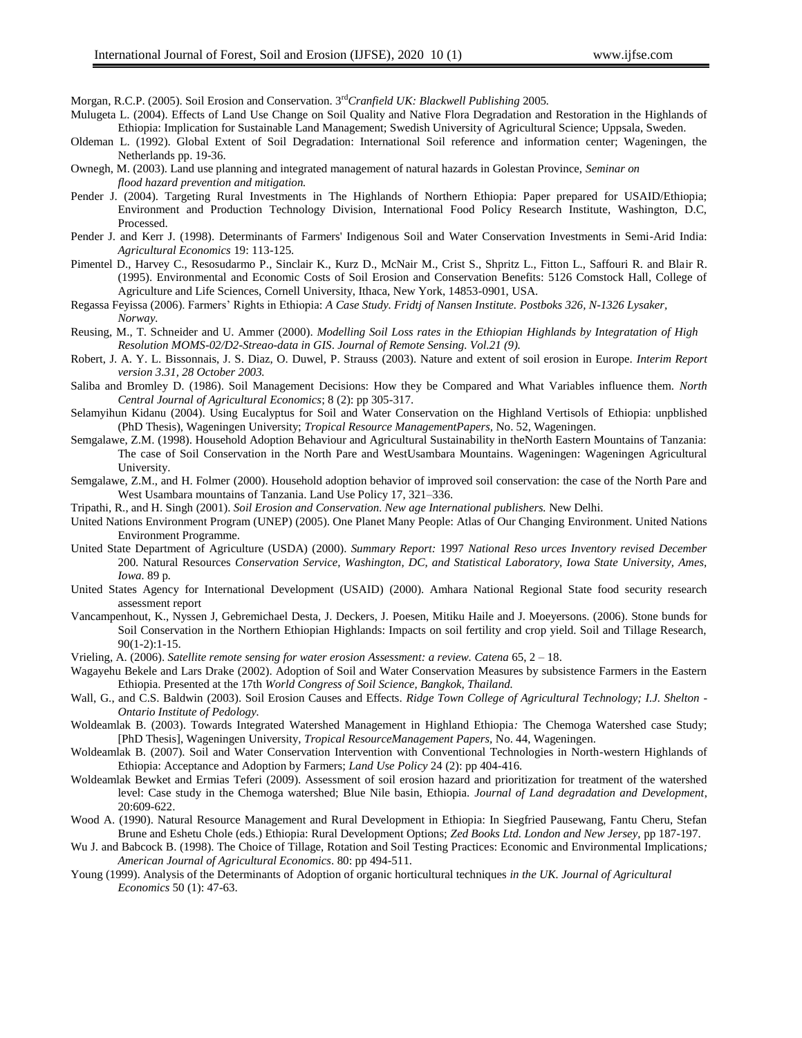Morgan, R.C.P. (2005). Soil Erosion and Conservation. 3rd *Cranfield UK: Blackwell Publishing* 2005.

Mulugeta L. (2004). Effects of Land Use Change on Soil Quality and Native Flora Degradation and Restoration in the Highlands of Ethiopia: Implication for Sustainable Land Management; Swedish University of Agricultural Science; Uppsala, Sweden.

Oldeman L. (1992). Global Extent of Soil Degradation: International Soil reference and information center; Wageningen, the Netherlands pp. 19-36.

Ownegh, M. (2003). Land use planning and integrated management of natural hazards in Golestan Province, *Seminar on flood hazard prevention and mitigation.*

Pender J. (2004). Targeting Rural Investments in The Highlands of Northern Ethiopia: Paper prepared for USAID/Ethiopia; Environment and Production Technology Division, International Food Policy Research Institute, Washington, D.C, Processed.

Pender J. and Kerr J. (1998). Determinants of Farmers' Indigenous Soil and Water Conservation Investments in Semi-Arid India: *Agricultural Economics* 19: 113-125.

Pimentel D., Harvey C., Resosudarmo P., Sinclair K., Kurz D., McNair M., Crist S., Shpritz L., Fitton L., Saffouri R. and Blair R. (1995). Environmental and Economic Costs of Soil Erosion and Conservation Benefits: 5126 Comstock Hall, College of Agriculture and Life Sciences, Cornell University, Ithaca, New York, 14853-0901, USA.

Regassa Feyissa (2006). Farmers' Rights in Ethiopia: *A Case Study. Fridtj of Nansen Institute. Postboks 326, N-1326 Lysaker, Norway.*

Reusing, M., T. Schneider and U. Ammer (2000). *Modelling Soil Loss rates in the Ethiopian Highlands by Integratation of High Resolution MOMS-02/D2-Streao-data in GIS. Journal of Remote Sensing. Vol.21 (9).*

Robert, J. A. Y. L. Bissonnais, J. S. Diaz, O. Duwel, P. Strauss (2003). Nature and extent of soil erosion in Europe. *Interim Report version 3.31, 28 October 2003.*

Saliba and Bromley D. (1986). Soil Management Decisions: How they be Compared and What Variables influence them. *North Central Journal of Agricultural Economics*; 8 (2): pp 305-317.

Selamyihun Kidanu (2004). Using Eucalyptus for Soil and Water Conservation on the Highland Vertisols of Ethiopia: unpblished (PhD Thesis), Wageningen University; *Tropical Resource ManagementPapers,* No. 52, Wageningen.

Semgalawe, Z.M. (1998). Household Adoption Behaviour and Agricultural Sustainability in theNorth Eastern Mountains of Tanzania: The case of Soil Conservation in the North Pare and WestUsambara Mountains. Wageningen: Wageningen Agricultural University.

Semgalawe, Z.M., and H. Folmer (2000). Household adoption behavior of improved soil conservation: the case of the North Pare and West Usambara mountains of Tanzania. Land Use Policy 17, 321–336.

Tripathi, R., and H. Singh (2001). *Soil Erosion and Conservation. New age International publishers.* New Delhi.

United Nations Environment Program (UNEP) (2005). One Planet Many People: Atlas of Our Changing Environment. United Nations Environment Programme.

United State Department of Agriculture (USDA) (2000). *Summary Report:* 1997 *National Reso urces Inventory revised December* 200. Natural Resources *Conservation Service, Washington, DC, and Statistical Laboratory, Iowa State University, Ames, Iowa*. 89 p.

United States Agency for International Development (USAID) (2000). Amhara National Regional State food security research assessment report

Vancampenhout, K., Nyssen J, Gebremichael Desta, J. Deckers, J. Poesen, Mitiku Haile and J. Moeyersons. (2006). Stone bunds for Soil Conservation in the Northern Ethiopian Highlands: Impacts on soil fertility and crop yield. Soil and Tillage Research, 90(1-2):1-15.

Vrieling, A. (2006). *Satellite remote sensing for water erosion Assessment: a review. Catena* 65, 2 – 18.

Wagayehu Bekele and Lars Drake (2002). Adoption of Soil and Water Conservation Measures by subsistence Farmers in the Eastern Ethiopia. Presented at the 17th *World Congress of Soil Science, Bangkok, Thailand.*

Wall, G., and C.S. Baldwin (2003). Soil Erosion Causes and Effects. *Ridge Town College of Agricultural Technology; I.J. Shelton - Ontario Institute of Pedology.*

Woldeamlak B. (2003). Towards Integrated Watershed Management in Highland Ethiopia*:* The Chemoga Watershed case Study; [PhD Thesis], Wageningen University, *Tropical ResourceManagement Papers,* No. 44, Wageningen.

Woldeamlak B. (2007). Soil and Water Conservation Intervention with Conventional Technologies in North-western Highlands of Ethiopia: Acceptance and Adoption by Farmers; *Land Use Policy* 24 (2): pp 404-416.

Woldeamlak Bewket and Ermias Teferi (2009). Assessment of soil erosion hazard and prioritization for treatment of the watershed level: Case study in the Chemoga watershed; Blue Nile basin, Ethiopia. *Journal of Land degradation and Development*, 20:609-622.

Wood A. (1990). Natural Resource Management and Rural Development in Ethiopia: In Siegfried Pausewang, Fantu Cheru, Stefan Brune and Eshetu Chole (eds.) Ethiopia: Rural Development Options; *Zed Books Ltd. London and New Jersey,* pp 187-197.

Wu J. and Babcock B. (1998). The Choice of Tillage, Rotation and Soil Testing Practices: Economic and Environmental Implications*; American Journal of Agricultural Economics*. 80: pp 494-511.

Young (1999). Analysis of the Determinants of Adoption of organic horticultural techniques *in the UK. Journal of Agricultural Economics* 50 (1): 47-63.